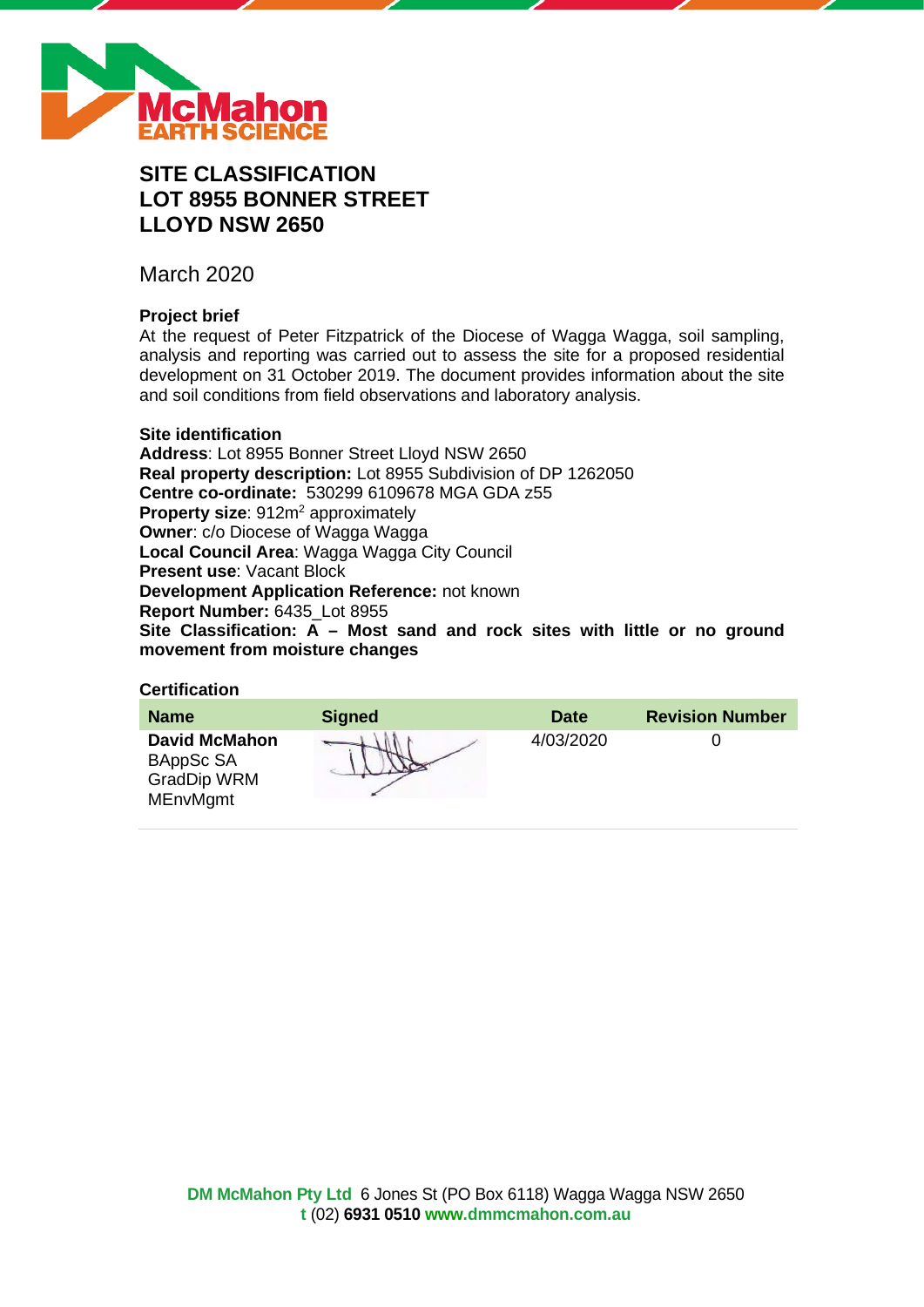# SITE CLASSIFICATION
# LOT 8955 BONNER STREET
# LLOYD NSW 2650

March 2020

### Project brief

At the request of Peter Fitzpatrick of the Diocese of Wagga Wagga, soil sampling, analysis and reporting was carried out to assess the site for a proposed residential development on 31 October 2019. The document provides information about the site and soil conditions from field observations and laboratory analysis.

### Site identification

**Address**: Lot 8955 Bonner Street Lloyd NSW 2650
**Real property description:** Lot 8955 Subdivision of DP 1262050
**Centre co-ordinate:** 530299 6109678 MGA GDA z55
**Property size**: 912m$^2$ approximately
**Owner**: c/o Diocese of Wagga Wagga
**Local Council Area**: Wagga Wagga City Council
**Present use**: Vacant Block
**Development Application Reference:** not known
**Report Number:** 6435_Lot 8955
**Site Classification: A – Most sand and rock sites with little or no ground movement from moisture changes**

### Certification

| Name | Signed | Date | Revision Number |
|---|---|---|---|
| **David McMahon** BAppSc SA GradDip WRM MEnvMgmt | | 4/03/2020 | 0 |

**DM McMahon Pty Ltd** 6 Jones St (PO Box 6118) Wagga Wagga NSW 2650
**t** (02) **6931 0510** **www.dmmcmahon.com.au**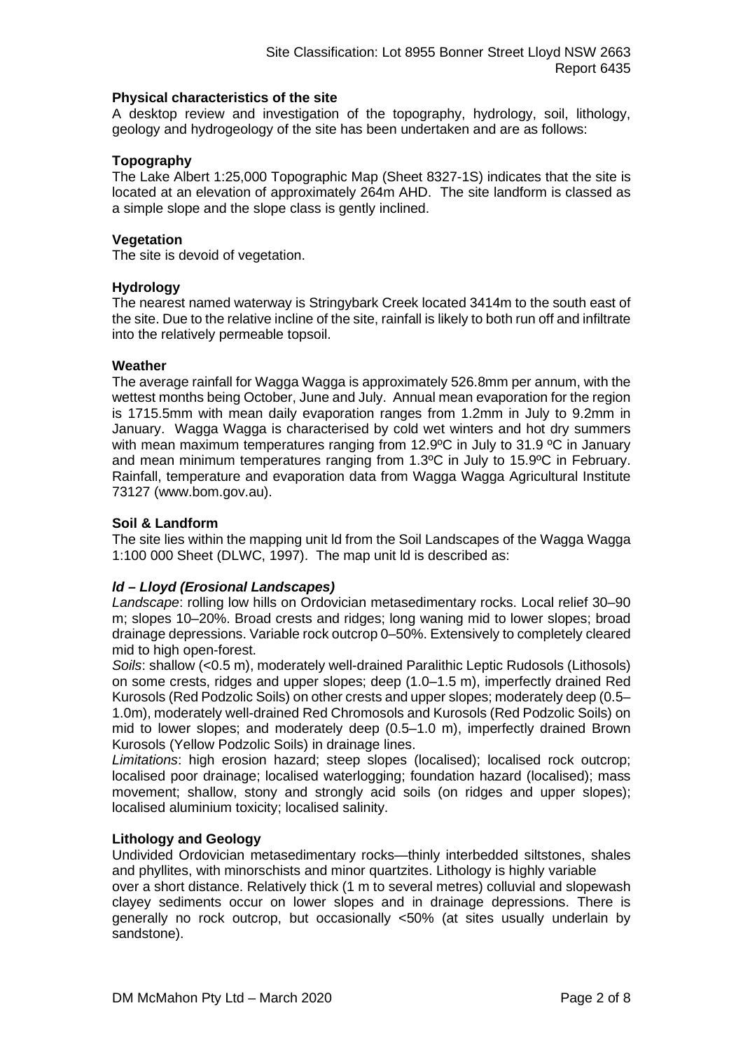**Physical characteristics of the site**

A desktop review and investigation of the topography, hydrology, soil, lithology, geology and hydrogeology of the site has been undertaken and are as follows:

**Topography**

The Lake Albert 1:25,000 Topographic Map (Sheet 8327-1S) indicates that the site is located at an elevation of approximately 264m AHD. The site landform is classed as a simple slope and the slope class is gently inclined.

**Vegetation**

The site is devoid of vegetation.

**Hydrology**

The nearest named waterway is Stringybark Creek located 3414m to the south east of the site. Due to the relative incline of the site, rainfall is likely to both run off and infiltrate into the relatively permeable topsoil.

**Weather**

The average rainfall for Wagga Wagga is approximately 526.8mm per annum, with the wettest months being October, June and July. Annual mean evaporation for the region is 1715.5mm with mean daily evaporation ranges from 1.2mm in July to 9.2mm in January. Wagga Wagga is characterised by cold wet winters and hot dry summers with mean maximum temperatures ranging from 12.9ºC in July to 31.9 ºC in January and mean minimum temperatures ranging from 1.3ºC in July to 15.9ºC in February. Rainfall, temperature and evaporation data from Wagga Wagga Agricultural Institute 73127 (www.bom.gov.au).

**Soil & Landform**

The site lies within the mapping unit ld from the Soil Landscapes of the Wagga Wagga 1:100 000 Sheet (DLWC, 1997). The map unit ld is described as:

***ld – Lloyd (Erosional Landscapes)***

*Landscape*: rolling low hills on Ordovician metasedimentary rocks. Local relief 30–90 m; slopes 10–20%. Broad crests and ridges; long waning mid to lower slopes; broad drainage depressions. Variable rock outcrop 0–50%. Extensively to completely cleared mid to high open-forest.

*Soils*: shallow (<0.5 m), moderately well-drained Paralithic Leptic Rudosols (Lithosols) on some crests, ridges and upper slopes; deep (1.0–1.5 m), imperfectly drained Red Kurosols (Red Podzolic Soils) on other crests and upper slopes; moderately deep (0.5–1.0m), moderately well-drained Red Chromosols and Kurosols (Red Podzolic Soils) on mid to lower slopes; and moderately deep (0.5–1.0 m), imperfectly drained Brown Kurosols (Yellow Podzolic Soils) in drainage lines.

*Limitations*: high erosion hazard; steep slopes (localised); localised rock outcrop; localised poor drainage; localised waterlogging; foundation hazard (localised); mass movement; shallow, stony and strongly acid soils (on ridges and upper slopes); localised aluminium toxicity; localised salinity.

**Lithology and Geology**

Undivided Ordovician metasedimentary rocks—thinly interbedded siltstones, shales and phyllites, with minorschists and minor quartzites. Lithology is highly variable over a short distance. Relatively thick (1 m to several metres) colluvial and slopewash clayey sediments occur on lower slopes and in drainage depressions. There is generally no rock outcrop, but occasionally <50% (at sites usually underlain by sandstone).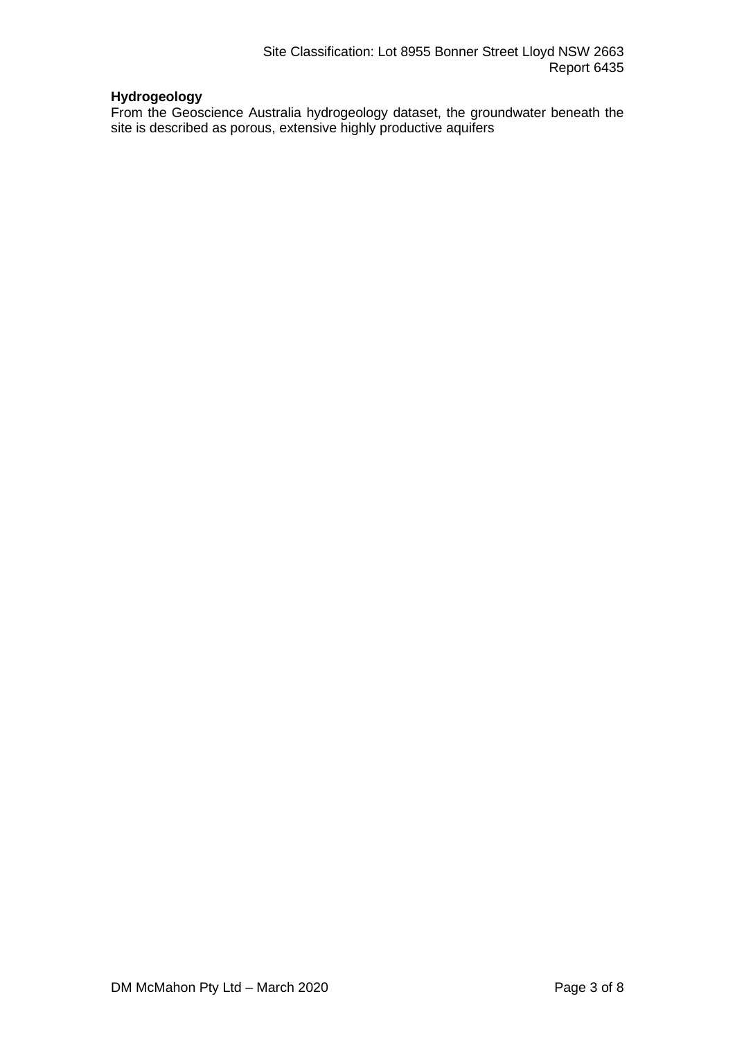**Hydrogeology**

From the Geoscience Australia hydrogeology dataset, the groundwater beneath the site is described as porous, extensive highly productive aquifers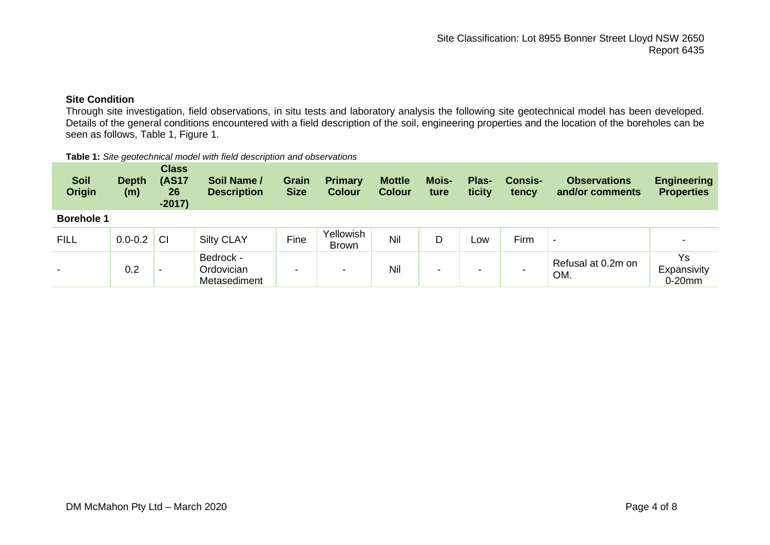### Site Condition

Through site investigation, field observations, in situ tests and laboratory analysis the following site geotechnical model has been developed. Details of the general conditions encountered with a field description of the soil, engineering properties and the location of the boreholes can be seen as follows, Table 1, Figure 1.

**Table 1:** *Site geotechnical model with field description and observations*

| Soil Origin | Depth (m) | Class (AS1726-2017) | Soil Name / Description | Grain Size | Primary Colour | Mottle Colour | Moisture | Plasticity | Consistency | Observations and/or comments | Engineering Properties |
|---|---|---|---|---|---|---|---|---|---|---|---|
| **Borehole 1** | | | | | | | | | | | |
| FILL | 0.0-0.2 | CI | Silty CLAY | Fine | Yellowish Brown | Nil | D | Low | Firm | - | - |
| - | 0.2 | - | Bedrock - Ordovician Metasediment | - | - | Nil | - | - | - | Refusal at 0.2m on OM. | Ys Expansivity 0-20mm |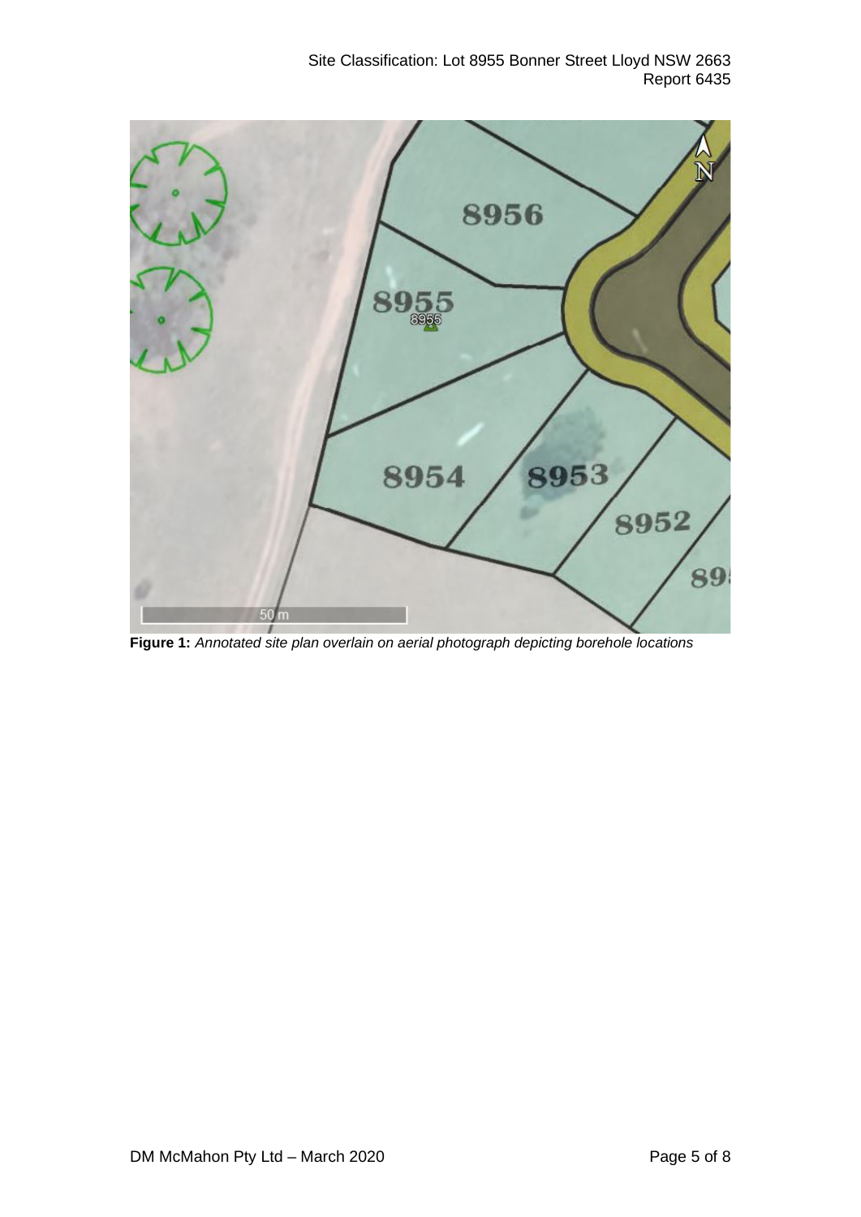**Figure 1:** *Annotated site plan overlain on aerial photograph depicting borehole locations*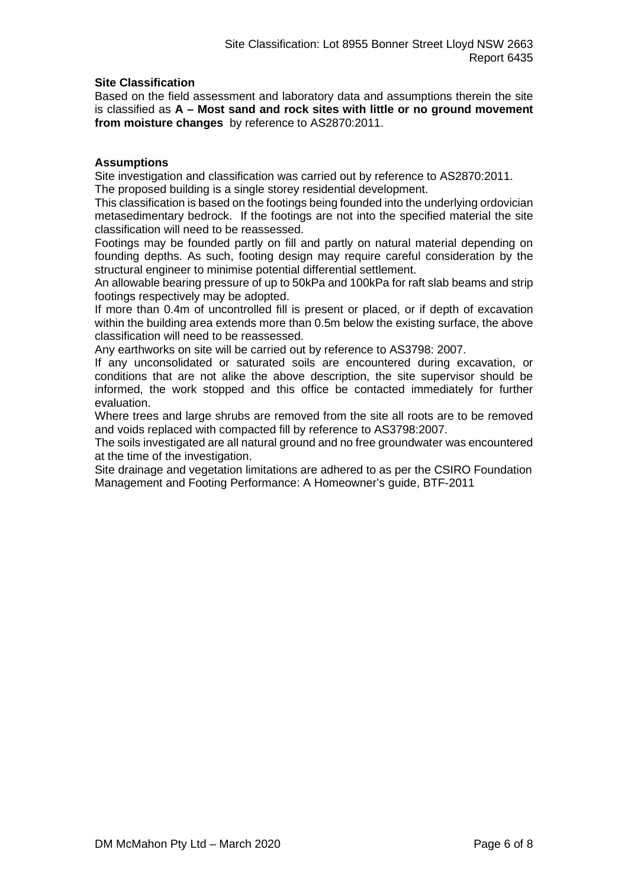**Site Classification**

Based on the field assessment and laboratory data and assumptions therein the site is classified as **A – Most sand and rock sites with little or no ground movement from moisture changes** by reference to AS2870:2011.

**Assumptions**

Site investigation and classification was carried out by reference to AS2870:2011.
The proposed building is a single storey residential development.
This classification is based on the footings being founded into the underlying ordovician metasedimentary bedrock. If the footings are not into the specified material the site classification will need to be reassessed.
Footings may be founded partly on fill and partly on natural material depending on founding depths. As such, footing design may require careful consideration by the structural engineer to minimise potential differential settlement.
An allowable bearing pressure of up to 50kPa and 100kPa for raft slab beams and strip footings respectively may be adopted.
If more than 0.4m of uncontrolled fill is present or placed, or if depth of excavation within the building area extends more than 0.5m below the existing surface, the above classification will need to be reassessed.
Any earthworks on site will be carried out by reference to AS3798: 2007.
If any unconsolidated or saturated soils are encountered during excavation, or conditions that are not alike the above description, the site supervisor should be informed, the work stopped and this office be contacted immediately for further evaluation.
Where trees and large shrubs are removed from the site all roots are to be removed and voids replaced with compacted fill by reference to AS3798:2007.
The soils investigated are all natural ground and no free groundwater was encountered at the time of the investigation.
Site drainage and vegetation limitations are adhered to as per the CSIRO Foundation Management and Footing Performance: A Homeowner's guide, BTF-2011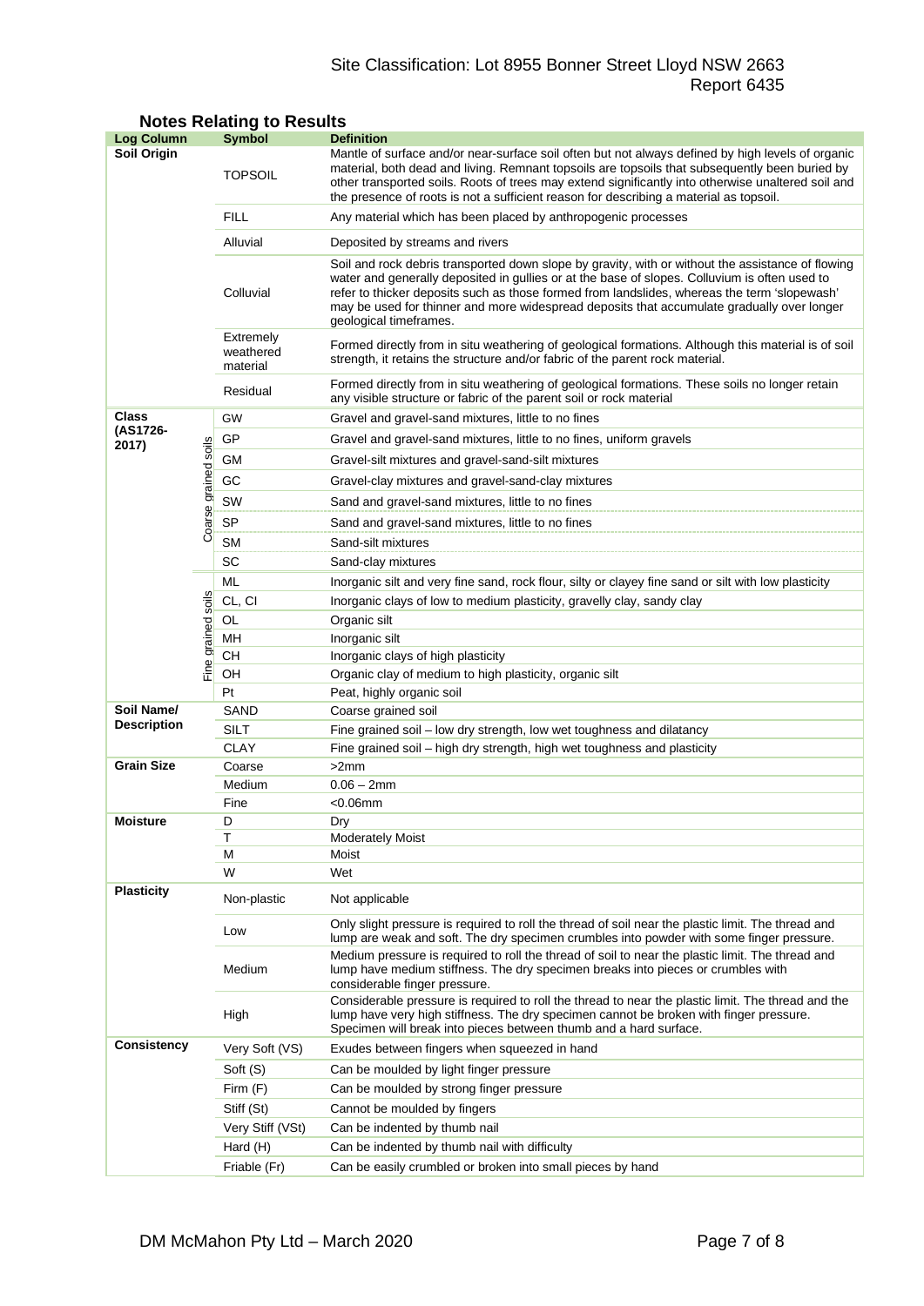## Notes Relating to Results

| Log Column | | Symbol | Definition |
|---|---|---|---|
| **Soil Origin** | | TOPSOIL | Mantle of surface and/or near-surface soil often but not always defined by high levels of organic material, both dead and living. Remnant topsoils are topsoils that subsequently been buried by other transported soils. Roots of trees may extend significantly into otherwise unaltered soil and the presence of roots is not a sufficient reason for describing a material as topsoil. |
| | | FILL | Any material which has been placed by anthropogenic processes |
| | | Alluvial | Deposited by streams and rivers |
| | | Colluvial | Soil and rock debris transported down slope by gravity, with or without the assistance of flowing water and generally deposited in gullies or at the base of slopes. Colluvium is often used to refer to thicker deposits such as those formed from landslides, whereas the term 'slopewash' may be used for thinner and more widespread deposits that accumulate gradually over longer geological timeframes. |
| | | Extremely weathered material | Formed directly from in situ weathering of geological formations. Although this material is of soil strength, it retains the structure and/or fabric of the parent rock material. |
| | | Residual | Formed directly from in situ weathering of geological formations. These soils no longer retain any visible structure or fabric of the parent soil or rock material |
| **Class (AS1726-2017)** | Coarse grained soils | GW | Gravel and gravel-sand mixtures, little to no fines |
| | | GP | Gravel and gravel-sand mixtures, little to no fines, uniform gravels |
| | | GM | Gravel-silt mixtures and gravel-sand-silt mixtures |
| | | GC | Gravel-clay mixtures and gravel-sand-clay mixtures |
| | | SW | Sand and gravel-sand mixtures, little to no fines |
| | | SP | Sand and gravel-sand mixtures, little to no fines |
| | | SM | Sand-silt mixtures |
| | | SC | Sand-clay mixtures |
| | Fine grained soils | ML | Inorganic silt and very fine sand, rock flour, silty or clayey fine sand or silt with low plasticity |
| | | CL, CI | Inorganic clays of low to medium plasticity, gravelly clay, sandy clay |
| | | OL | Organic silt |
| | | MH | Inorganic silt |
| | | CH | Inorganic clays of high plasticity |
| | | OH | Organic clay of medium to high plasticity, organic silt |
| | | Pt | Peat, highly organic soil |
| **Soil Name/ Description** | | SAND | Coarse grained soil |
| | | SILT | Fine grained soil – low dry strength, low wet toughness and dilatancy |
| | | CLAY | Fine grained soil – high dry strength, high wet toughness and plasticity |
| **Grain Size** | | Coarse | >2mm |
| | | Medium | 0.06 – 2mm |
| | | Fine | <0.06mm |
| **Moisture** | | D | Dry |
| | | T | Moderately Moist |
| | | M | Moist |
| | | W | Wet |
| **Plasticity** | | Non-plastic | Not applicable |
| | | Low | Only slight pressure is required to roll the thread of soil near the plastic limit. The thread and lump are weak and soft. The dry specimen crumbles into powder with some finger pressure. |
| | | Medium | Medium pressure is required to roll the thread of soil to near the plastic limit. The thread and lump have medium stiffness. The dry specimen breaks into pieces or crumbles with considerable finger pressure. |
| | | High | Considerable pressure is required to roll the thread to near the plastic limit. The thread and the lump have very high stiffness. The dry specimen cannot be broken with finger pressure. Specimen will break into pieces between thumb and a hard surface. |
| **Consistency** | | Very Soft (VS) | Exudes between fingers when squeezed in hand |
| | | Soft (S) | Can be moulded by light finger pressure |
| | | Firm (F) | Can be moulded by strong finger pressure |
| | | Stiff (St) | Cannot be moulded by fingers |
| | | Very Stiff (VSt) | Can be indented by thumb nail |
| | | Hard (H) | Can be indented by thumb nail with difficulty |
| | | Friable (Fr) | Can be easily crumbled or broken into small pieces by hand |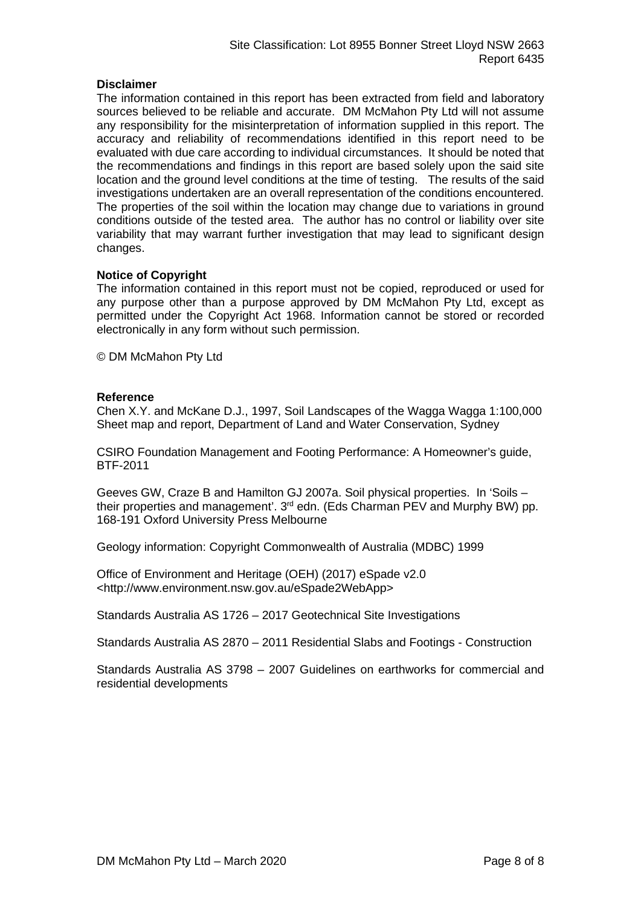**Disclaimer**

The information contained in this report has been extracted from field and laboratory sources believed to be reliable and accurate. DM McMahon Pty Ltd will not assume any responsibility for the misinterpretation of information supplied in this report. The accuracy and reliability of recommendations identified in this report need to be evaluated with due care according to individual circumstances. It should be noted that the recommendations and findings in this report are based solely upon the said site location and the ground level conditions at the time of testing. The results of the said investigations undertaken are an overall representation of the conditions encountered. The properties of the soil within the location may change due to variations in ground conditions outside of the tested area. The author has no control or liability over site variability that may warrant further investigation that may lead to significant design changes.

**Notice of Copyright**

The information contained in this report must not be copied, reproduced or used for any purpose other than a purpose approved by DM McMahon Pty Ltd, except as permitted under the Copyright Act 1968. Information cannot be stored or recorded electronically in any form without such permission.

© DM McMahon Pty Ltd

**Reference**

Chen X.Y. and McKane D.J., 1997, Soil Landscapes of the Wagga Wagga 1:100,000 Sheet map and report, Department of Land and Water Conservation, Sydney

CSIRO Foundation Management and Footing Performance: A Homeowner's guide, BTF-2011

Geeves GW, Craze B and Hamilton GJ 2007a. Soil physical properties. In 'Soils – their properties and management'. 3rd edn. (Eds Charman PEV and Murphy BW) pp. 168-191 Oxford University Press Melbourne

Geology information: Copyright Commonwealth of Australia (MDBC) 1999

Office of Environment and Heritage (OEH) (2017) eSpade v2.0 <http://www.environment.nsw.gov.au/eSpade2WebApp>

Standards Australia AS 1726 – 2017 Geotechnical Site Investigations

Standards Australia AS 2870 – 2011 Residential Slabs and Footings - Construction

Standards Australia AS 3798 – 2007 Guidelines on earthworks for commercial and residential developments